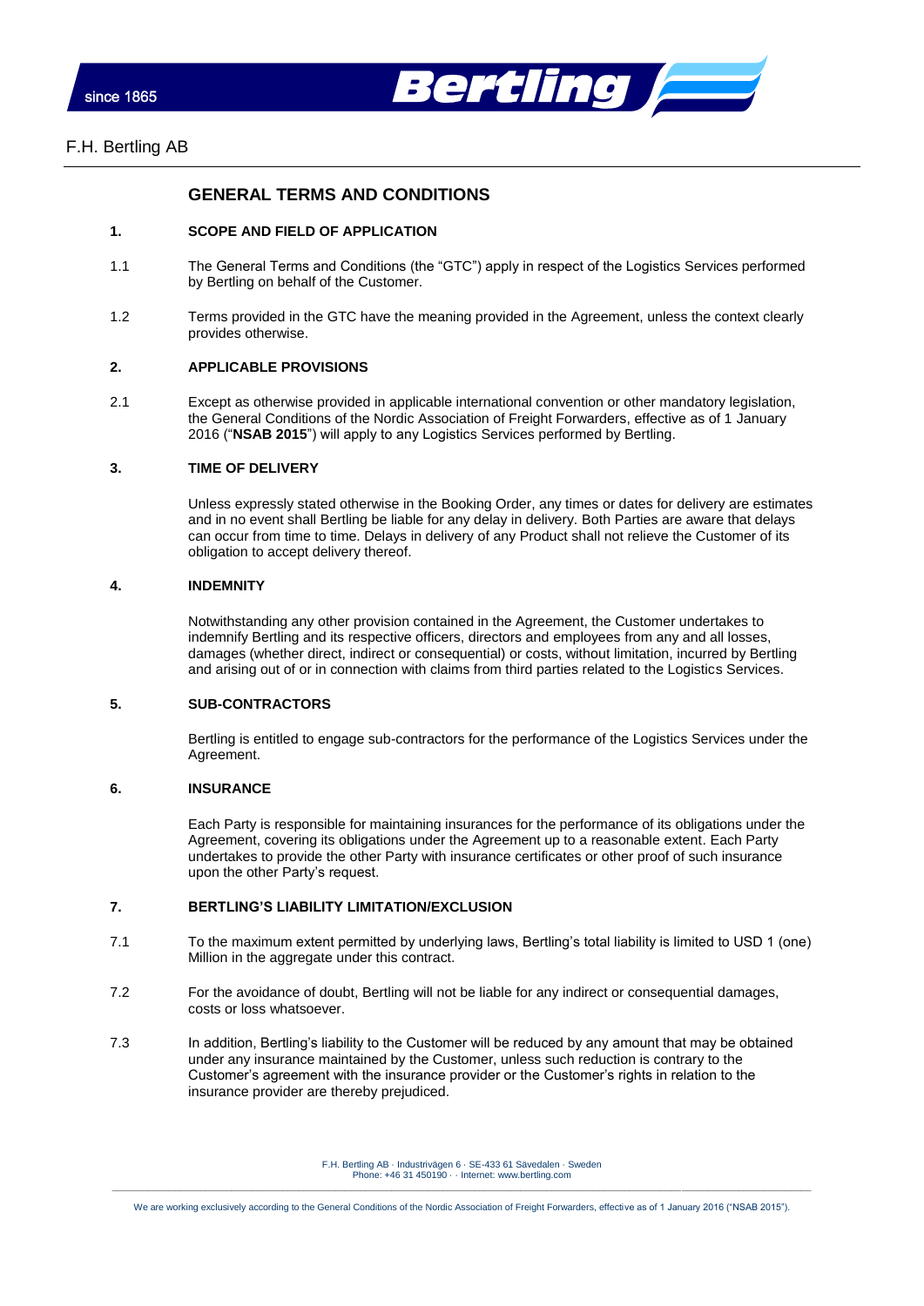F.H. Bertling AB

# GENERAL TERMS AND CONDITIONS

## 1. SCOPE AND FIELD OF APPLICATION

1.1 The General Terms and Conditions (the "GTC") apply in respect of the Logistics Services performed by Bertling on behalf of the Customer.

1.2 Terms provided in the GTC have the meaning provided in the Agreement, unless the context clearly provides otherwise.

## 2. APPLICABLE PROVISIONS

2.1 Except as otherwise provided in applicable international convention or other mandatory legislation, the General Conditions of the Nordic Association of Freight Forwarders, effective as of 1 January 2016 ("**NSAB 2015**") will apply to any Logistics Services performed by Bertling.

## 3. TIME OF DELIVERY

Unless expressly stated otherwise in the Booking Order, any times or dates for delivery are estimates and in no event shall Bertling be liable for any delay in delivery. Both Parties are aware that delays can occur from time to time. Delays in delivery of any Product shall not relieve the Customer of its obligation to accept delivery thereof.

## 4. INDEMNITY

Notwithstanding any other provision contained in the Agreement, the Customer undertakes to indemnify Bertling and its respective officers, directors and employees from any and all losses, damages (whether direct, indirect or consequential) or costs, without limitation, incurred by Bertling and arising out of or in connection with claims from third parties related to the Logistics Services.

## 5. SUB-CONTRACTORS

Bertling is entitled to engage sub-contractors for the performance of the Logistics Services under the Agreement.

## 6. INSURANCE

Each Party is responsible for maintaining insurances for the performance of its obligations under the Agreement, covering its obligations under the Agreement up to a reasonable extent. Each Party undertakes to provide the other Party with insurance certificates or other proof of such insurance upon the other Party's request.

## 7. BERTLING'S LIABILITY LIMITATION/EXCLUSION

7.1 To the maximum extent permitted by underlying laws, Bertling's total liability is limited to USD 1 (one) Million in the aggregate under this contract.

7.2 For the avoidance of doubt, Bertling will not be liable for any indirect or consequential damages, costs or loss whatsoever.

7.3 In addition, Bertling's liability to the Customer will be reduced by any amount that may be obtained under any insurance maintained by the Customer, unless such reduction is contrary to the Customer's agreement with the insurance provider or the Customer's rights in relation to the insurance provider are thereby prejudiced.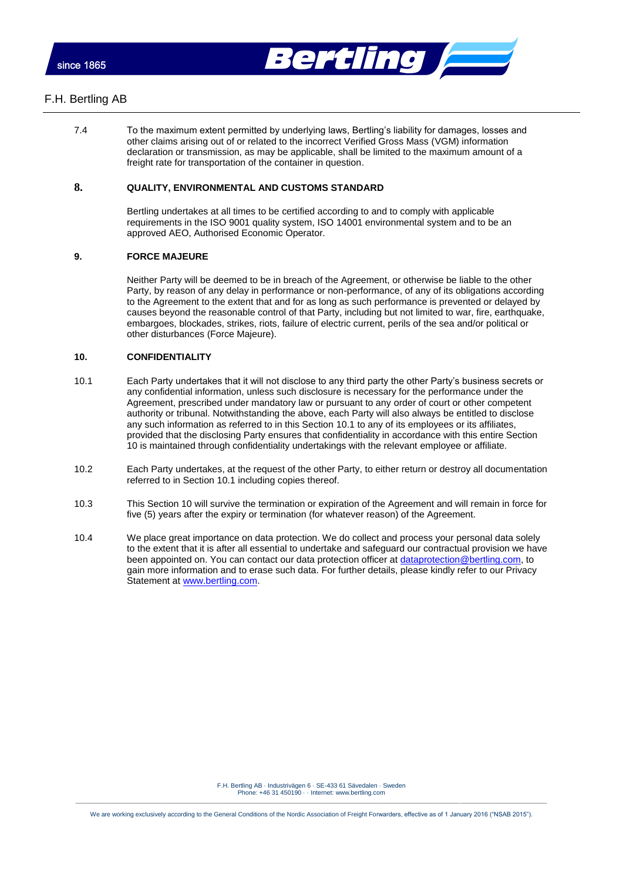7.4 To the maximum extent permitted by underlying laws, Bertling's liability for damages, losses and other claims arising out of or related to the incorrect Verified Gross Mass (VGM) information declaration or transmission, as may be applicable, shall be limited to the maximum amount of a freight rate for transportation of the container in question.

## 8. QUALITY, ENVIRONMENTAL AND CUSTOMS STANDARD

Bertling undertakes at all times to be certified according to and to comply with applicable requirements in the ISO 9001 quality system, ISO 14001 environmental system and to be an approved AEO, Authorised Economic Operator.

## 9. FORCE MAJEURE

Neither Party will be deemed to be in breach of the Agreement, or otherwise be liable to the other Party, by reason of any delay in performance or non-performance, of any of its obligations according to the Agreement to the extent that and for as long as such performance is prevented or delayed by causes beyond the reasonable control of that Party, including but not limited to war, fire, earthquake, embargoes, blockades, strikes, riots, failure of electric current, perils of the sea and/or political or other disturbances (Force Majeure).

## 10. CONFIDENTIALITY

10.1 Each Party undertakes that it will not disclose to any third party the other Party's business secrets or any confidential information, unless such disclosure is necessary for the performance under the Agreement, prescribed under mandatory law or pursuant to any order of court or other competent authority or tribunal. Notwithstanding the above, each Party will also always be entitled to disclose any such information as referred to in this Section 10.1 to any of its employees or its affiliates, provided that the disclosing Party ensures that confidentiality in accordance with this entire Section 10 is maintained through confidentiality undertakings with the relevant employee or affiliate.

10.2 Each Party undertakes, at the request of the other Party, to either return or destroy all documentation referred to in Section 10.1 including copies thereof.

10.3 This Section 10 will survive the termination or expiration of the Agreement and will remain in force for five (5) years after the expiry or termination (for whatever reason) of the Agreement.

10.4 We place great importance on data protection. We do collect and process your personal data solely to the extent that it is after all essential to undertake and safeguard our contractual provision we have been appointed on. You can contact our data protection officer at dataprotection@bertling.com, to gain more information and to erase such data. For further details, please kindly refer to our Privacy Statement at www.bertling.com.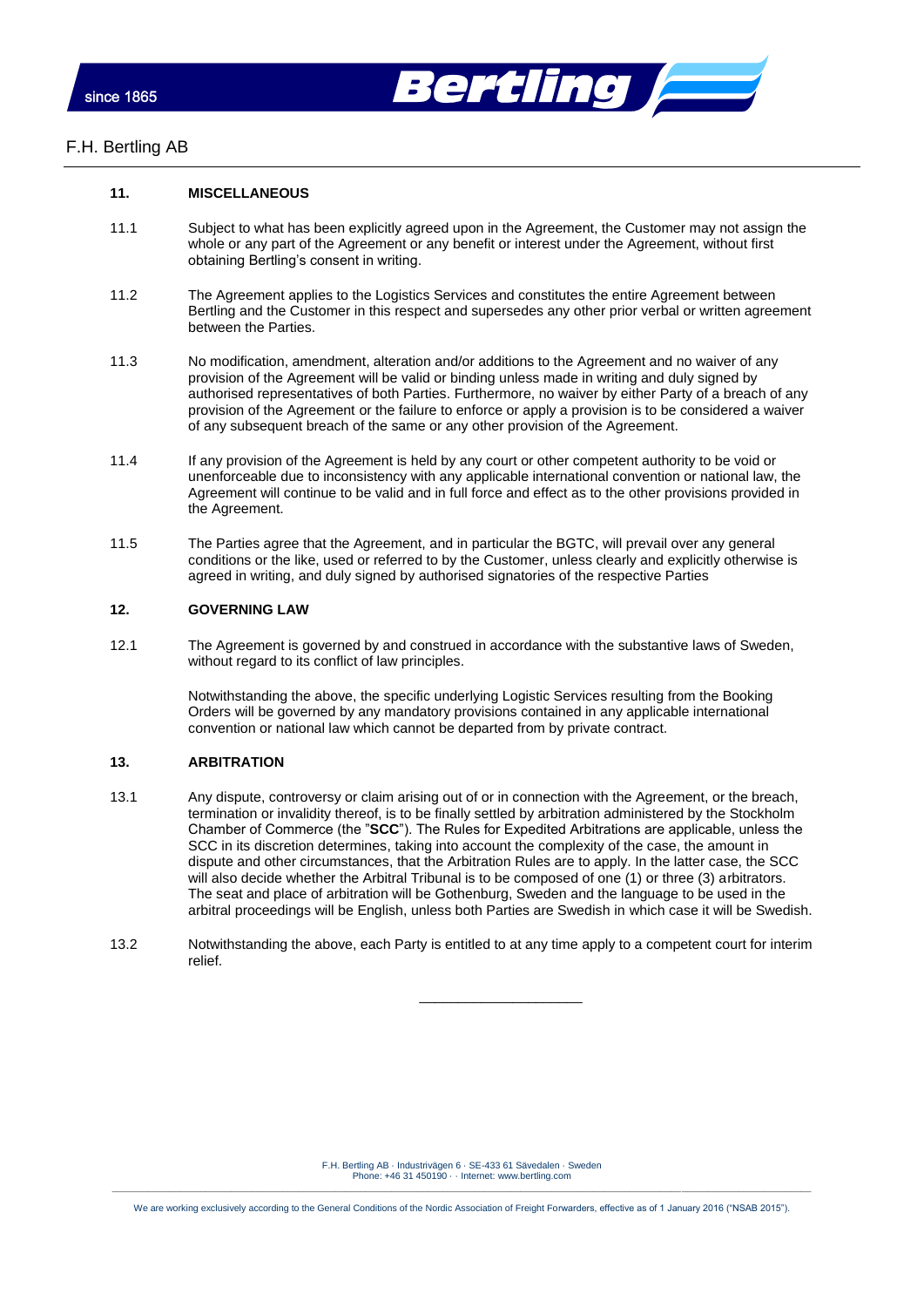## 11. MISCELLANEOUS

11.1 Subject to what has been explicitly agreed upon in the Agreement, the Customer may not assign the whole or any part of the Agreement or any benefit or interest under the Agreement, without first obtaining Bertling's consent in writing.

11.2 The Agreement applies to the Logistics Services and constitutes the entire Agreement between Bertling and the Customer in this respect and supersedes any other prior verbal or written agreement between the Parties.

11.3 No modification, amendment, alteration and/or additions to the Agreement and no waiver of any provision of the Agreement will be valid or binding unless made in writing and duly signed by authorised representatives of both Parties. Furthermore, no waiver by either Party of a breach of any provision of the Agreement or the failure to enforce or apply a provision is to be considered a waiver of any subsequent breach of the same or any other provision of the Agreement.

11.4 If any provision of the Agreement is held by any court or other competent authority to be void or unenforceable due to inconsistency with any applicable international convention or national law, the Agreement will continue to be valid and in full force and effect as to the other provisions provided in the Agreement.

11.5 The Parties agree that the Agreement, and in particular the BGTC, will prevail over any general conditions or the like, used or referred to by the Customer, unless clearly and explicitly otherwise is agreed in writing, and duly signed by authorised signatories of the respective Parties

## 12. GOVERNING LAW

12.1 The Agreement is governed by and construed in accordance with the substantive laws of Sweden, without regard to its conflict of law principles.

Notwithstanding the above, the specific underlying Logistic Services resulting from the Booking Orders will be governed by any mandatory provisions contained in any applicable international convention or national law which cannot be departed from by private contract.

## 13. ARBITRATION

13.1 Any dispute, controversy or claim arising out of or in connection with the Agreement, or the breach, termination or invalidity thereof, is to be finally settled by arbitration administered by the Stockholm Chamber of Commerce (the "**SCC**"). The Rules for Expedited Arbitrations are applicable, unless the SCC in its discretion determines, taking into account the complexity of the case, the amount in dispute and other circumstances, that the Arbitration Rules are to apply. In the latter case, the SCC will also decide whether the Arbitral Tribunal is to be composed of one (1) or three (3) arbitrators. The seat and place of arbitration will be Gothenburg, Sweden and the language to be used in the arbitral proceedings will be English, unless both Parties are Swedish in which case it will be Swedish.

13.2 Notwithstanding the above, each Party is entitled to at any time apply to a competent court for interim relief.

\_\_\_\_\_\_\_\_\_\_\_\_\_\_\_\_\_\_\_\_\_\_